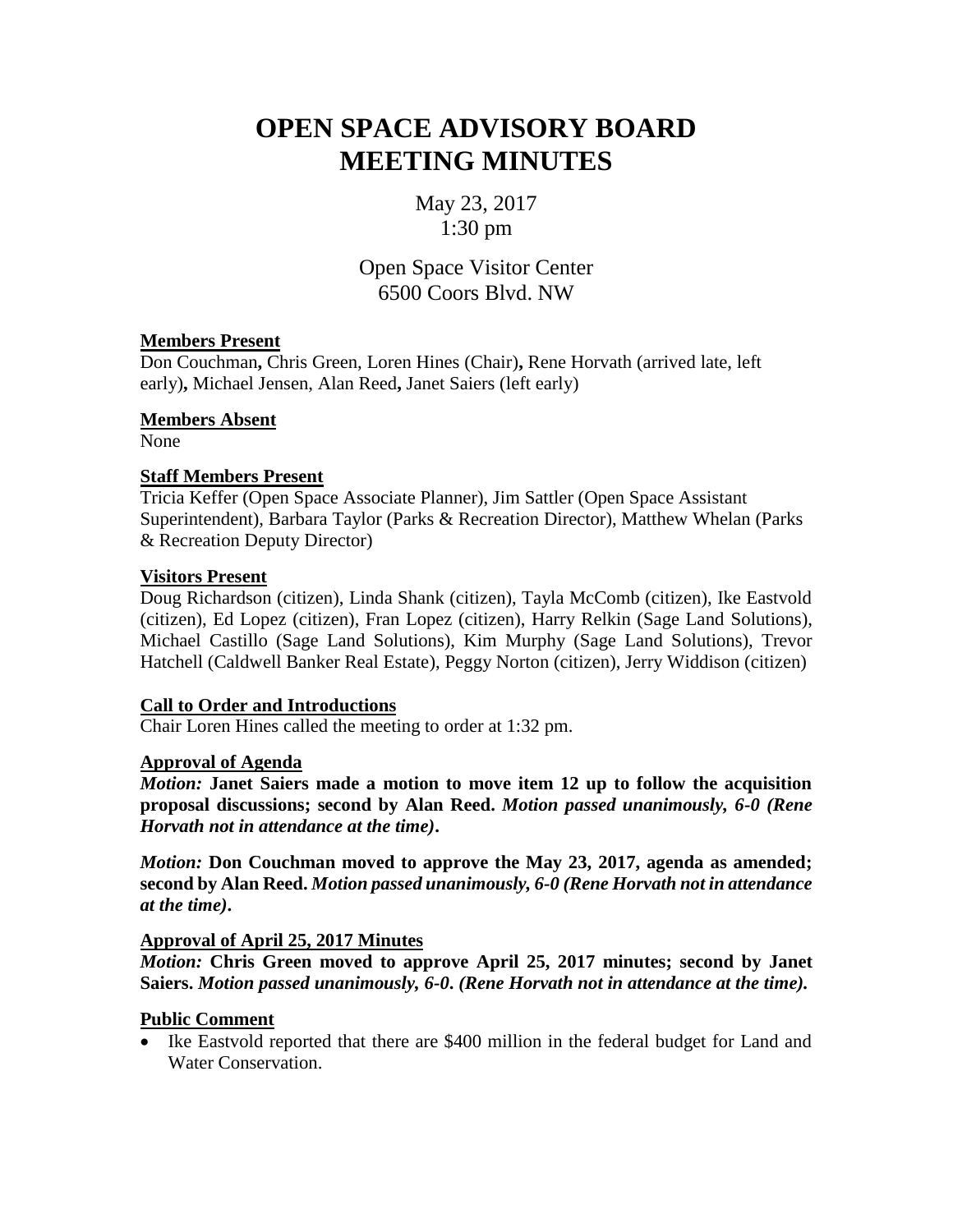# OPEN SPACE ADVISORY BOARD MEETING MINUTES

May 23, 2017
1:30 pm

Open Space Visitor Center
6500 Coors Blvd. NW

**Members Present**

Don Couchman**,** Chris Green, Loren Hines (Chair)**,** Rene Horvath (arrived late, left early)**,** Michael Jensen, Alan Reed**,** Janet Saiers (left early)

**Members Absent**

None

**Staff Members Present**

Tricia Keffer (Open Space Associate Planner), Jim Sattler (Open Space Assistant Superintendent), Barbara Taylor (Parks & Recreation Director), Matthew Whelan (Parks & Recreation Deputy Director)

**Visitors Present**

Doug Richardson (citizen), Linda Shank (citizen), Tayla McComb (citizen), Ike Eastvold (citizen), Ed Lopez (citizen), Fran Lopez (citizen), Harry Relkin (Sage Land Solutions), Michael Castillo (Sage Land Solutions), Kim Murphy (Sage Land Solutions), Trevor Hatchell (Caldwell Banker Real Estate), Peggy Norton (citizen), Jerry Widdison (citizen)

**Call to Order and Introductions**

Chair Loren Hines called the meeting to order at 1:32 pm.

**Approval of Agenda**

***Motion:*** **Janet Saiers made a motion to move item 12 up to follow the acquisition proposal discussions; second by Alan Reed.** ***Motion passed unanimously, 6-0 (Rene Horvath not in attendance at the time)*****.**

***Motion:*** **Don Couchman moved to approve the May 23, 2017, agenda as amended; second by Alan Reed.** ***Motion passed unanimously, 6-0 (Rene Horvath not in attendance at the time)*****.**

**Approval of April 25, 2017 Minutes**

***Motion:*** **Chris Green moved to approve April 25, 2017 minutes; second by Janet Saiers.** ***Motion passed unanimously, 6-0. (Rene Horvath not in attendance at the time).***

**Public Comment**

- Ike Eastvold reported that there are $400 million in the federal budget for Land and Water Conservation.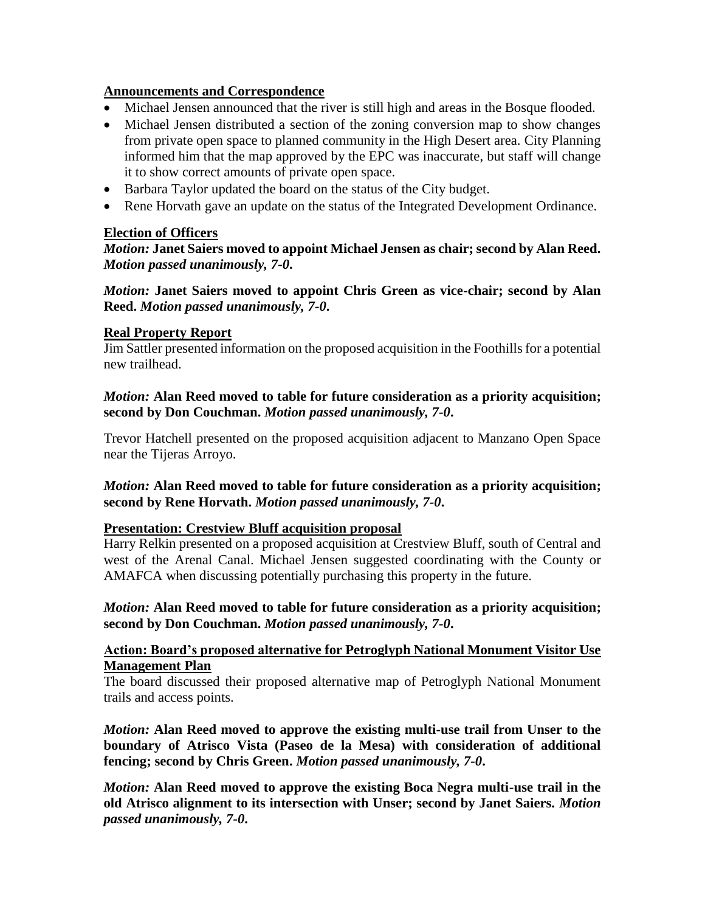**Announcements and Correspondence**

- Michael Jensen announced that the river is still high and areas in the Bosque flooded.
- Michael Jensen distributed a section of the zoning conversion map to show changes from private open space to planned community in the High Desert area. City Planning informed him that the map approved by the EPC was inaccurate, but staff will change it to show correct amounts of private open space.
- Barbara Taylor updated the board on the status of the City budget.
- Rene Horvath gave an update on the status of the Integrated Development Ordinance.

**Election of Officers**

***Motion:*** **Janet Saiers moved to appoint Michael Jensen as chair; second by Alan Reed.** ***Motion passed unanimously, 7-0.***

***Motion:*** **Janet Saiers moved to appoint Chris Green as vice-chair; second by Alan Reed.** ***Motion passed unanimously, 7-0.***

**Real Property Report**

Jim Sattler presented information on the proposed acquisition in the Foothills for a potential new trailhead.

***Motion:*** **Alan Reed moved to table for future consideration as a priority acquisition; second by Don Couchman.** ***Motion passed unanimously, 7-0.***

Trevor Hatchell presented on the proposed acquisition adjacent to Manzano Open Space near the Tijeras Arroyo.

***Motion:*** **Alan Reed moved to table for future consideration as a priority acquisition; second by Rene Horvath.** ***Motion passed unanimously, 7-0.***

**Presentation: Crestview Bluff acquisition proposal**

Harry Relkin presented on a proposed acquisition at Crestview Bluff, south of Central and west of the Arenal Canal. Michael Jensen suggested coordinating with the County or AMAFCA when discussing potentially purchasing this property in the future.

***Motion:*** **Alan Reed moved to table for future consideration as a priority acquisition; second by Don Couchman.** ***Motion passed unanimously, 7-0.***

**Action: Board's proposed alternative for Petroglyph National Monument Visitor Use Management Plan**

The board discussed their proposed alternative map of Petroglyph National Monument trails and access points.

***Motion:*** **Alan Reed moved to approve the existing multi-use trail from Unser to the boundary of Atrisco Vista (Paseo de la Mesa) with consideration of additional fencing; second by Chris Green.** ***Motion passed unanimously, 7-0.***

***Motion:*** **Alan Reed moved to approve the existing Boca Negra multi-use trail in the old Atrisco alignment to its intersection with Unser; second by Janet Saiers.** ***Motion passed unanimously, 7-0.***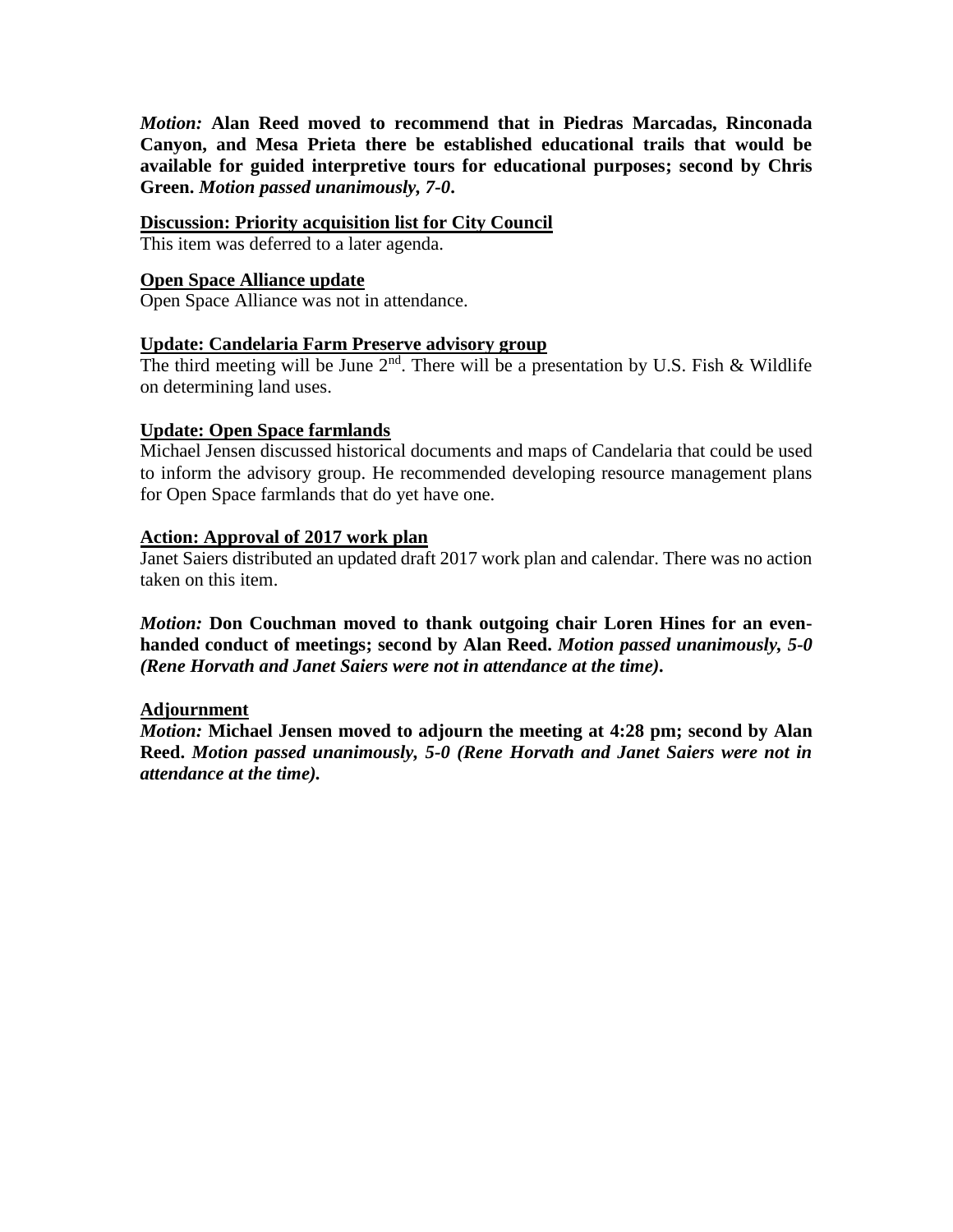***Motion:*** **Alan Reed moved to recommend that in Piedras Marcadas, Rinconada Canyon, and Mesa Prieta there be established educational trails that would be available for guided interpretive tours for educational purposes; second by Chris Green.** ***Motion passed unanimously, 7-0.***

**Discussion: Priority acquisition list for City Council**

This item was deferred to a later agenda.

**Open Space Alliance update**

Open Space Alliance was not in attendance.

**Update: Candelaria Farm Preserve advisory group**

The third meeting will be June 2nd. There will be a presentation by U.S. Fish & Wildlife on determining land uses.

**Update: Open Space farmlands**

Michael Jensen discussed historical documents and maps of Candelaria that could be used to inform the advisory group. He recommended developing resource management plans for Open Space farmlands that do yet have one.

**Action: Approval of 2017 work plan**

Janet Saiers distributed an updated draft 2017 work plan and calendar. There was no action taken on this item.

***Motion:*** **Don Couchman moved to thank outgoing chair Loren Hines for an even-handed conduct of meetings; second by Alan Reed.** ***Motion passed unanimously, 5-0 (Rene Horvath and Janet Saiers were not in attendance at the time).***

**Adjournment**

***Motion:*** **Michael Jensen moved to adjourn the meeting at 4:28 pm; second by Alan Reed.** ***Motion passed unanimously, 5-0 (Rene Horvath and Janet Saiers were not in attendance at the time).***